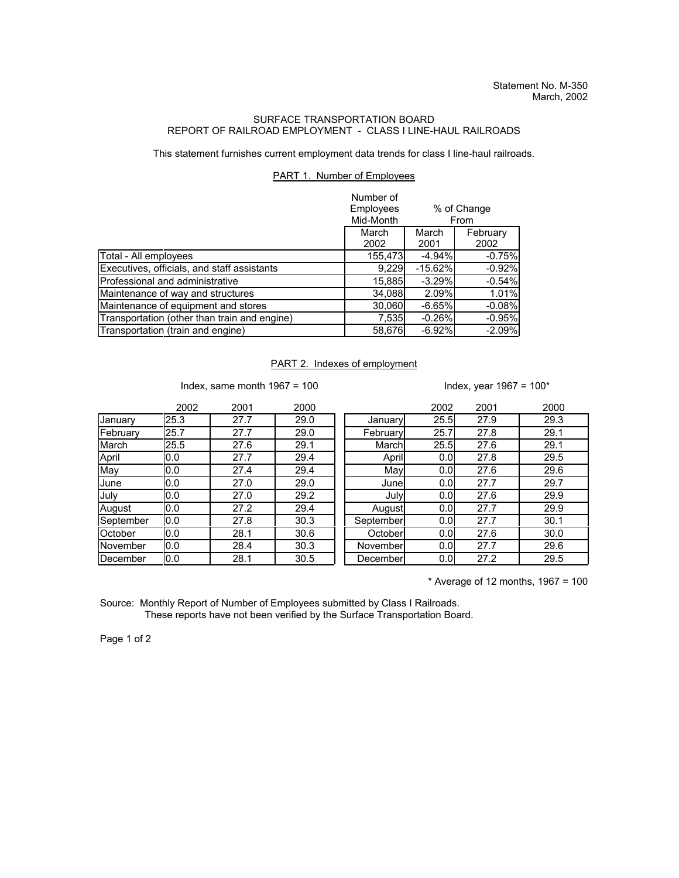Statement No. M-350
March, 2002

SURFACE TRANSPORTATION BOARD
REPORT OF RAILROAD EMPLOYMENT - CLASS I LINE-HAUL RAILROADS

This statement furnishes current employment data trends for class I line-haul railroads.

## PART 1. Number of Employees

| | Number of Employees Mid-Month | % of Change From | |
|---|---|---|---|
| | March 2002 | March 2001 | February 2002 |
| Total - All employees | 155,473 | -4.94% | -0.75% |
| Executives, officials, and staff assistants | 9,229 | -15.62% | -0.92% |
| Professional and administrative | 15,885 | -3.29% | -0.54% |
| Maintenance of way and structures | 34,088 | 2.09% | 1.01% |
| Maintenance of equipment and stores | 30,060 | -6.65% | -0.08% |
| Transportation (other than train and engine) | 7,535 | -0.26% | -0.95% |
| Transportation (train and engine) | 58,676 | -6.92% | -2.09% |

## PART 2. Indexes of employment

Index, same month 1967 = 100

| | 2002 | 2001 | 2000 |
|---|---|---|---|
| January | 25.3 | 27.7 | 29.0 |
| February | 25.7 | 27.7 | 29.0 |
| March | 25.5 | 27.6 | 29.1 |
| April | 0.0 | 27.7 | 29.4 |
| May | 0.0 | 27.4 | 29.4 |
| June | 0.0 | 27.0 | 29.0 |
| July | 0.0 | 27.0 | 29.2 |
| August | 0.0 | 27.2 | 29.4 |
| September | 0.0 | 27.8 | 30.3 |
| October | 0.0 | 28.1 | 30.6 |
| November | 0.0 | 28.4 | 30.3 |
| December | 0.0 | 28.1 | 30.5 |

Index, year 1967 = 100*

| | 2002 | 2001 | 2000 |
|---|---|---|---|
| January | 25.5 | 27.9 | 29.3 |
| February | 25.7 | 27.8 | 29.1 |
| March | 25.5 | 27.6 | 29.1 |
| April | 0.0 | 27.8 | 29.5 |
| May | 0.0 | 27.6 | 29.6 |
| June | 0.0 | 27.7 | 29.7 |
| July | 0.0 | 27.6 | 29.9 |
| August | 0.0 | 27.7 | 29.9 |
| September | 0.0 | 27.7 | 30.1 |
| October | 0.0 | 27.6 | 30.0 |
| November | 0.0 | 27.7 | 29.6 |
| December | 0.0 | 27.2 | 29.5 |

* Average of 12 months, 1967 = 100

Source: Monthly Report of Number of Employees submitted by Class I Railroads.
These reports have not been verified by the Surface Transportation Board.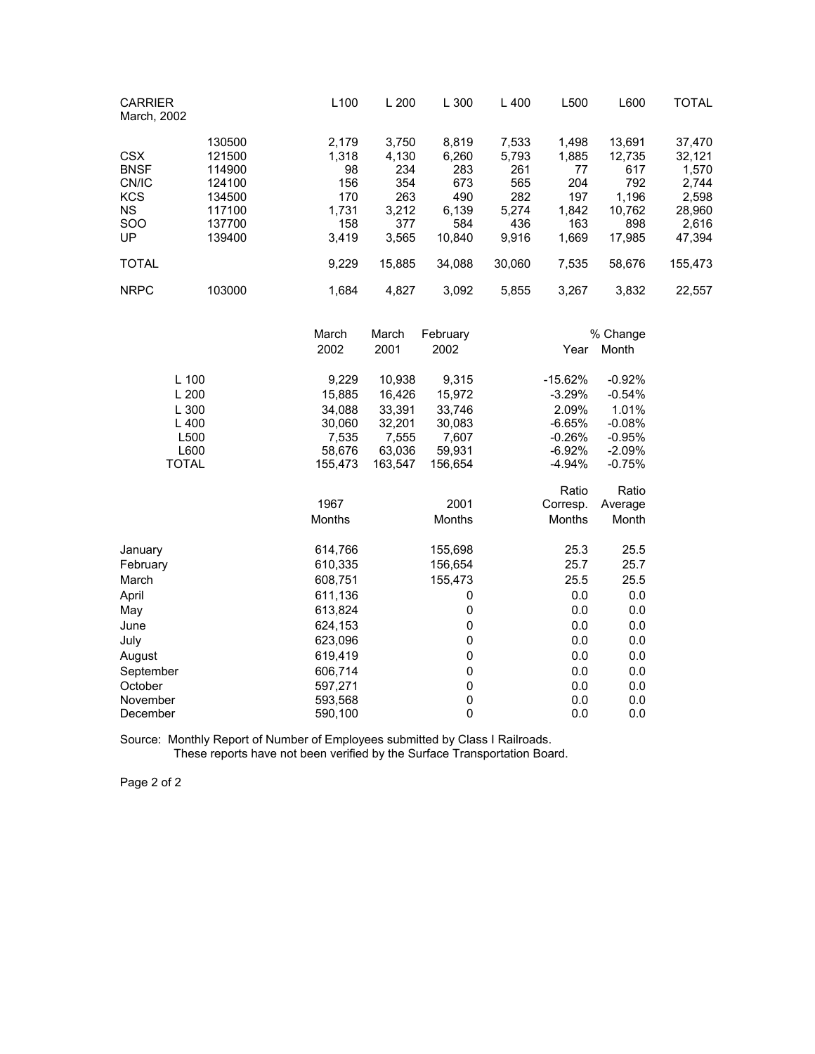| CARRIER March, 2002 | | L100 | L 200 | L 300 | L 400 | L500 | L600 | TOTAL |
|---|---|---|---|---|---|---|---|---|
| | 130500 | 2,179 | 3,750 | 8,819 | 7,533 | 1,498 | 13,691 | 37,470 |
| CSX | 121500 | 1,318 | 4,130 | 6,260 | 5,793 | 1,885 | 12,735 | 32,121 |
| BNSF | 114900 | 98 | 234 | 283 | 261 | 77 | 617 | 1,570 |
| CN/IC | 124100 | 156 | 354 | 673 | 565 | 204 | 792 | 2,744 |
| KCS | 134500 | 170 | 263 | 490 | 282 | 197 | 1,196 | 2,598 |
| NS | 117100 | 1,731 | 3,212 | 6,139 | 5,274 | 1,842 | 10,762 | 28,960 |
| SOO | 137700 | 158 | 377 | 584 | 436 | 163 | 898 | 2,616 |
| UP | 139400 | 3,419 | 3,565 | 10,840 | 9,916 | 1,669 | 17,985 | 47,394 |
| TOTAL | | 9,229 | 15,885 | 34,088 | 30,060 | 7,535 | 58,676 | 155,473 |
| NRPC | 103000 | 1,684 | 4,827 | 3,092 | 5,855 | 3,267 | 3,832 | 22,557 |

| | March 2002 | March 2001 | February 2002 | % Change Year | % Change Month |
|---|---|---|---|---|---|
| L 100 | 9,229 | 10,938 | 9,315 | -15.62% | -0.92% |
| L 200 | 15,885 | 16,426 | 15,972 | -3.29% | -0.54% |
| L 300 | 34,088 | 33,391 | 33,746 | 2.09% | 1.01% |
| L 400 | 30,060 | 32,201 | 30,083 | -6.65% | -0.08% |
| L500 | 7,535 | 7,555 | 7,607 | -0.26% | -0.95% |
| L600 | 58,676 | 63,036 | 59,931 | -6.92% | -2.09% |
| TOTAL | 155,473 | 163,547 | 156,654 | -4.94% | -0.75% |

| | 1967 Months | 2001 Months | Ratio Corresp. Months | Ratio Average Month |
|---|---|---|---|---|
| January | 614,766 | 155,698 | 25.3 | 25.5 |
| February | 610,335 | 156,654 | 25.7 | 25.7 |
| March | 608,751 | 155,473 | 25.5 | 25.5 |
| April | 611,136 | 0 | 0.0 | 0.0 |
| May | 613,824 | 0 | 0.0 | 0.0 |
| June | 624,153 | 0 | 0.0 | 0.0 |
| July | 623,096 | 0 | 0.0 | 0.0 |
| August | 619,419 | 0 | 0.0 | 0.0 |
| September | 606,714 | 0 | 0.0 | 0.0 |
| October | 597,271 | 0 | 0.0 | 0.0 |
| November | 593,568 | 0 | 0.0 | 0.0 |
| December | 590,100 | 0 | 0.0 | 0.0 |

Source: Monthly Report of Number of Employees submitted by Class I Railroads.
These reports have not been verified by the Surface Transportation Board.